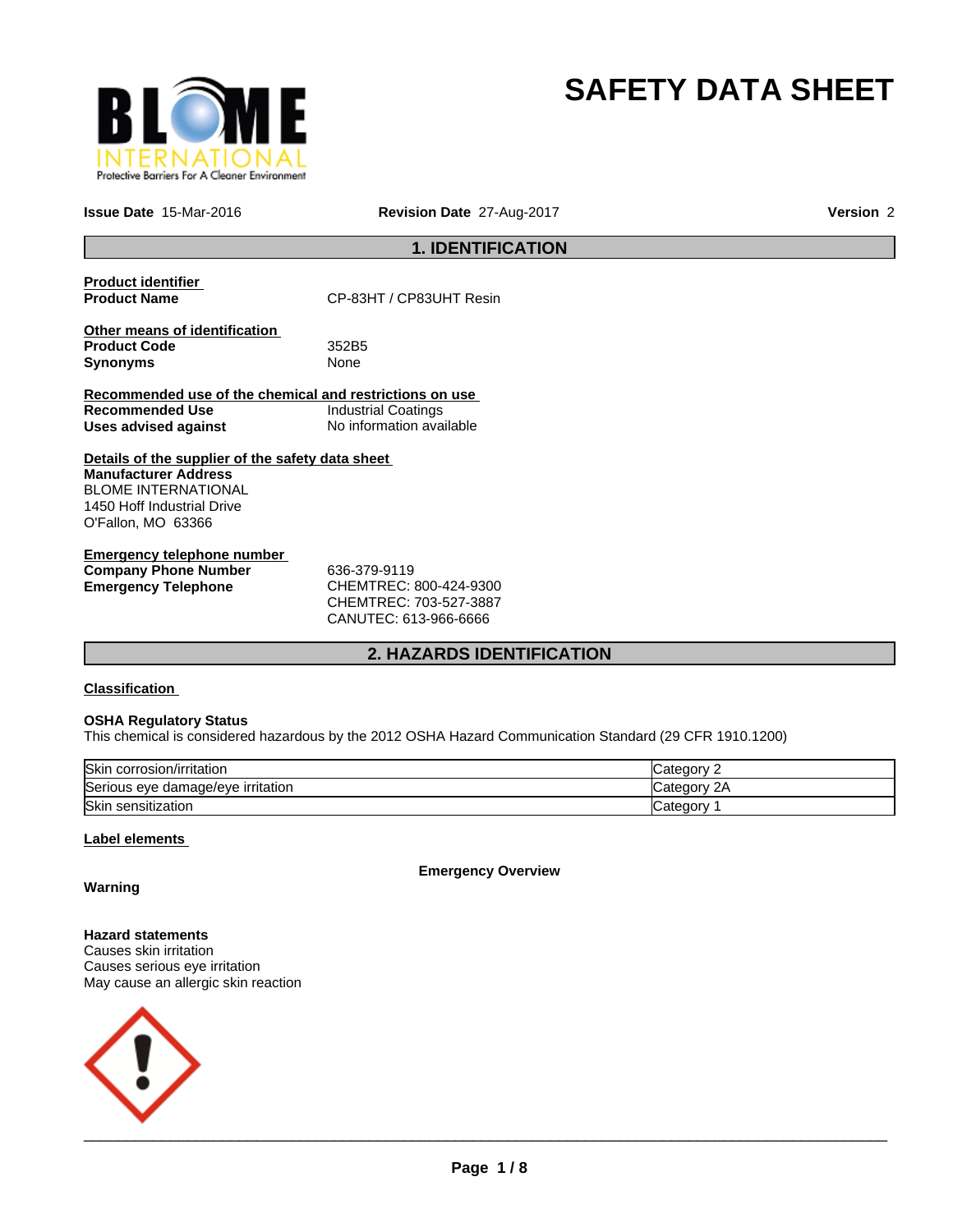# SAFETY DATA SHEET

**Issue Date** 15-Mar-2016 **Revision Date** 27-Aug-2017 **Version** 2

## 1. IDENTIFICATION

**Product identifier**

**Product Name** CP-83HT / CP83UHT Resin

**Other means of identification**

**Product Code** 352B5

**Synonyms** None

**Recommended use of the chemical and restrictions on use**

**Recommended Use** Industrial Coatings

**Uses advised against** No information available

**Details of the supplier of the safety data sheet**

**Manufacturer Address**
BLOME INTERNATIONAL
1450 Hoff Industrial Drive
O'Fallon, MO 63366

**Emergency telephone number**

**Company Phone Number** 636-379-9119

**Emergency Telephone** CHEMTREC: 800-424-9300
CHEMTREC: 703-527-3887
CANUTEC: 613-966-6666

## 2. HAZARDS IDENTIFICATION

**Classification**

**OSHA Regulatory Status**
This chemical is considered hazardous by the 2012 OSHA Hazard Communication Standard (29 CFR 1910.1200)

| | |
|---|---|
| Skin corrosion/irritation | Category 2 |
| Serious eye damage/eye irritation | Category 2A |
| Skin sensitization | Category 1 |

**Label elements**

**Emergency Overview**

**Warning**

**Hazard statements**
Causes skin irritation
Causes serious eye irritation
May cause an allergic skin reaction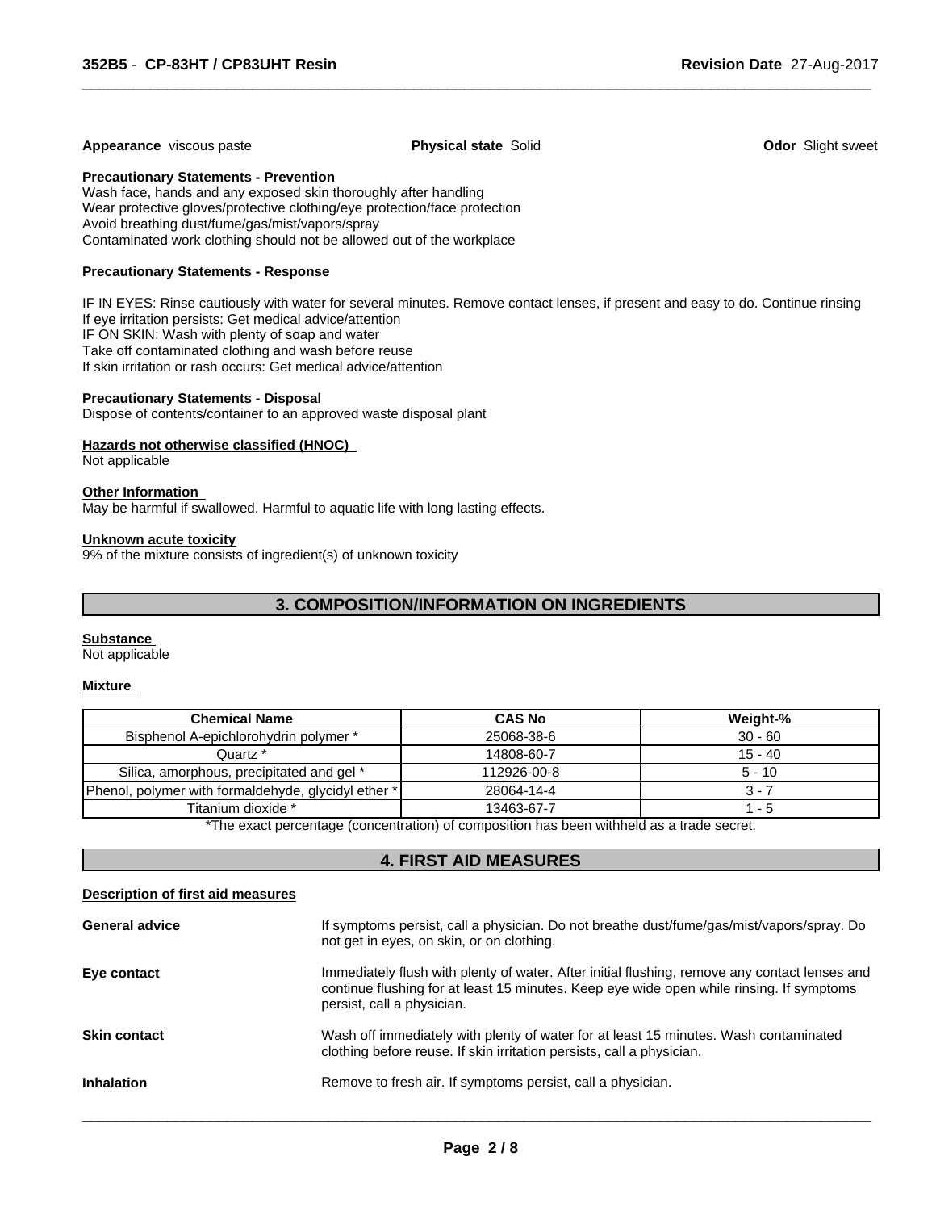**Appearance** viscous paste **Physical state** Solid **Odor** Slight sweet

**Precautionary Statements - Prevention**

Wash face, hands and any exposed skin thoroughly after handling
Wear protective gloves/protective clothing/eye protection/face protection
Avoid breathing dust/fume/gas/mist/vapors/spray
Contaminated work clothing should not be allowed out of the workplace

**Precautionary Statements - Response**

IF IN EYES: Rinse cautiously with water for several minutes. Remove contact lenses, if present and easy to do. Continue rinsing
If eye irritation persists: Get medical advice/attention
IF ON SKIN: Wash with plenty of soap and water
Take off contaminated clothing and wash before reuse
If skin irritation or rash occurs: Get medical advice/attention

**Precautionary Statements - Disposal**

Dispose of contents/container to an approved waste disposal plant

**Hazards not otherwise classified (HNOC)**

Not applicable

**Other Information**

May be harmful if swallowed. Harmful to aquatic life with long lasting effects.

**Unknown acute toxicity**

9% of the mixture consists of ingredient(s) of unknown toxicity

## 3. COMPOSITION/INFORMATION ON INGREDIENTS

**Substance**

Not applicable

**Mixture**

| Chemical Name | CAS No | Weight-% |
|---|---|---|
| Bisphenol A-epichlorohydrin polymer * | 25068-38-6 | 30 - 60 |
| Quartz * | 14808-60-7 | 15 - 40 |
| Silica, amorphous, precipitated and gel * | 112926-00-8 | 5 - 10 |
| Phenol, polymer with formaldehyde, glycidyl ether * | 28064-14-4 | 3 - 7 |
| Titanium dioxide * | 13463-67-7 | 1 - 5 |

*The exact percentage (concentration) of composition has been withheld as a trade secret.

## 4. FIRST AID MEASURES

**Description of first aid measures**

**General advice** If symptoms persist, call a physician. Do not breathe dust/fume/gas/mist/vapors/spray. Do not get in eyes, on skin, or on clothing.

**Eye contact** Immediately flush with plenty of water. After initial flushing, remove any contact lenses and continue flushing for at least 15 minutes. Keep eye wide open while rinsing. If symptoms persist, call a physician.

**Skin contact** Wash off immediately with plenty of water for at least 15 minutes. Wash contaminated clothing before reuse. If skin irritation persists, call a physician.

**Inhalation** Remove to fresh air. If symptoms persist, call a physician.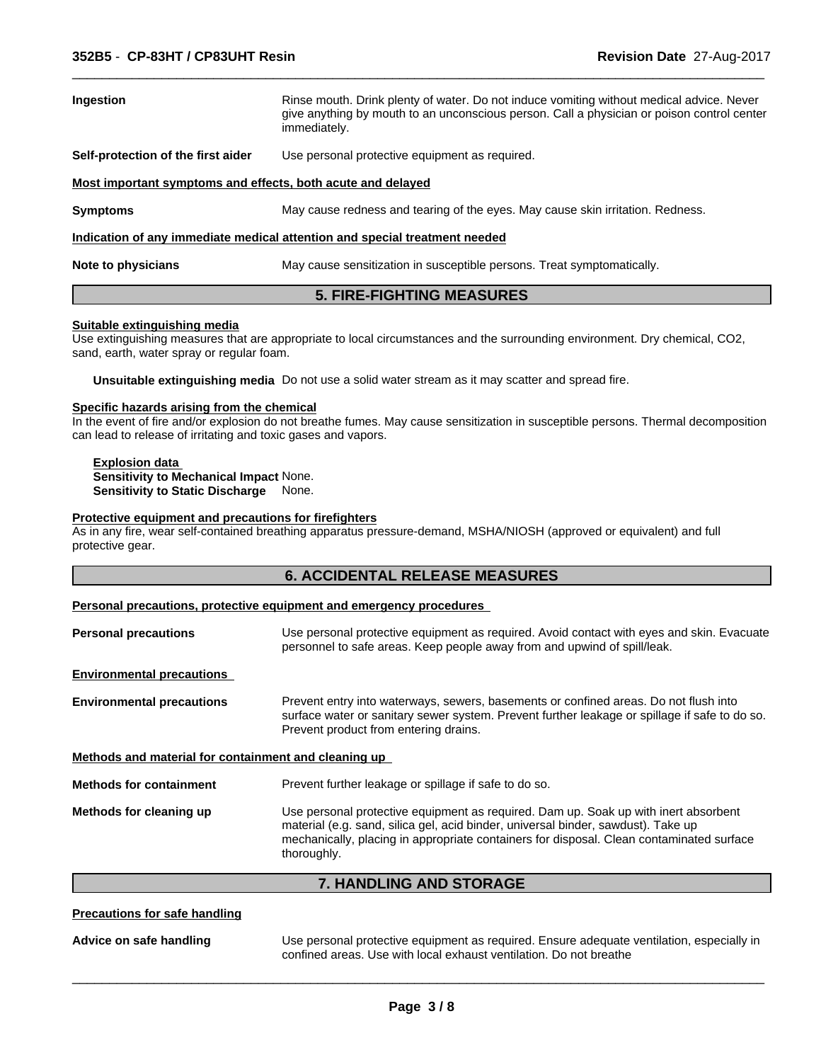**Ingestion** Rinse mouth. Drink plenty of water. Do not induce vomiting without medical advice. Never give anything by mouth to an unconscious person. Call a physician or poison control center immediately.

**Self-protection of the first aider** Use personal protective equipment as required.

**Most important symptoms and effects, both acute and delayed**

**Symptoms** May cause redness and tearing of the eyes. May cause skin irritation. Redness.

**Indication of any immediate medical attention and special treatment needed**

**Note to physicians** May cause sensitization in susceptible persons. Treat symptomatically.

## 5. FIRE-FIGHTING MEASURES

**Suitable extinguishing media**

Use extinguishing measures that are appropriate to local circumstances and the surrounding environment. Dry chemical, $CO_2$, sand, earth, water spray or regular foam.

**Unsuitable extinguishing media** Do not use a solid water stream as it may scatter and spread fire.

**Specific hazards arising from the chemical**

In the event of fire and/or explosion do not breathe fumes. May cause sensitization in susceptible persons. Thermal decomposition can lead to release of irritating and toxic gases and vapors.

**Explosion data**

**Sensitivity to Mechanical Impact** None.

**Sensitivity to Static Discharge** None.

**Protective equipment and precautions for firefighters**

As in any fire, wear self-contained breathing apparatus pressure-demand, MSHA/NIOSH (approved or equivalent) and full protective gear.

## 6. ACCIDENTAL RELEASE MEASURES

**Personal precautions, protective equipment and emergency procedures**

**Personal precautions** Use personal protective equipment as required. Avoid contact with eyes and skin. Evacuate personnel to safe areas. Keep people away from and upwind of spill/leak.

**Environmental precautions**

**Environmental precautions** Prevent entry into waterways, sewers, basements or confined areas. Do not flush into surface water or sanitary sewer system. Prevent further leakage or spillage if safe to do so. Prevent product from entering drains.

**Methods and material for containment and cleaning up**

**Methods for containment** Prevent further leakage or spillage if safe to do so.

**Methods for cleaning up** Use personal protective equipment as required. Dam up. Soak up with inert absorbent material (e.g. sand, silica gel, acid binder, universal binder, sawdust). Take up mechanically, placing in appropriate containers for disposal. Clean contaminated surface thoroughly.

## 7. HANDLING AND STORAGE

**Precautions for safe handling**

**Advice on safe handling** Use personal protective equipment as required. Ensure adequate ventilation, especially in confined areas. Use with local exhaust ventilation. Do not breathe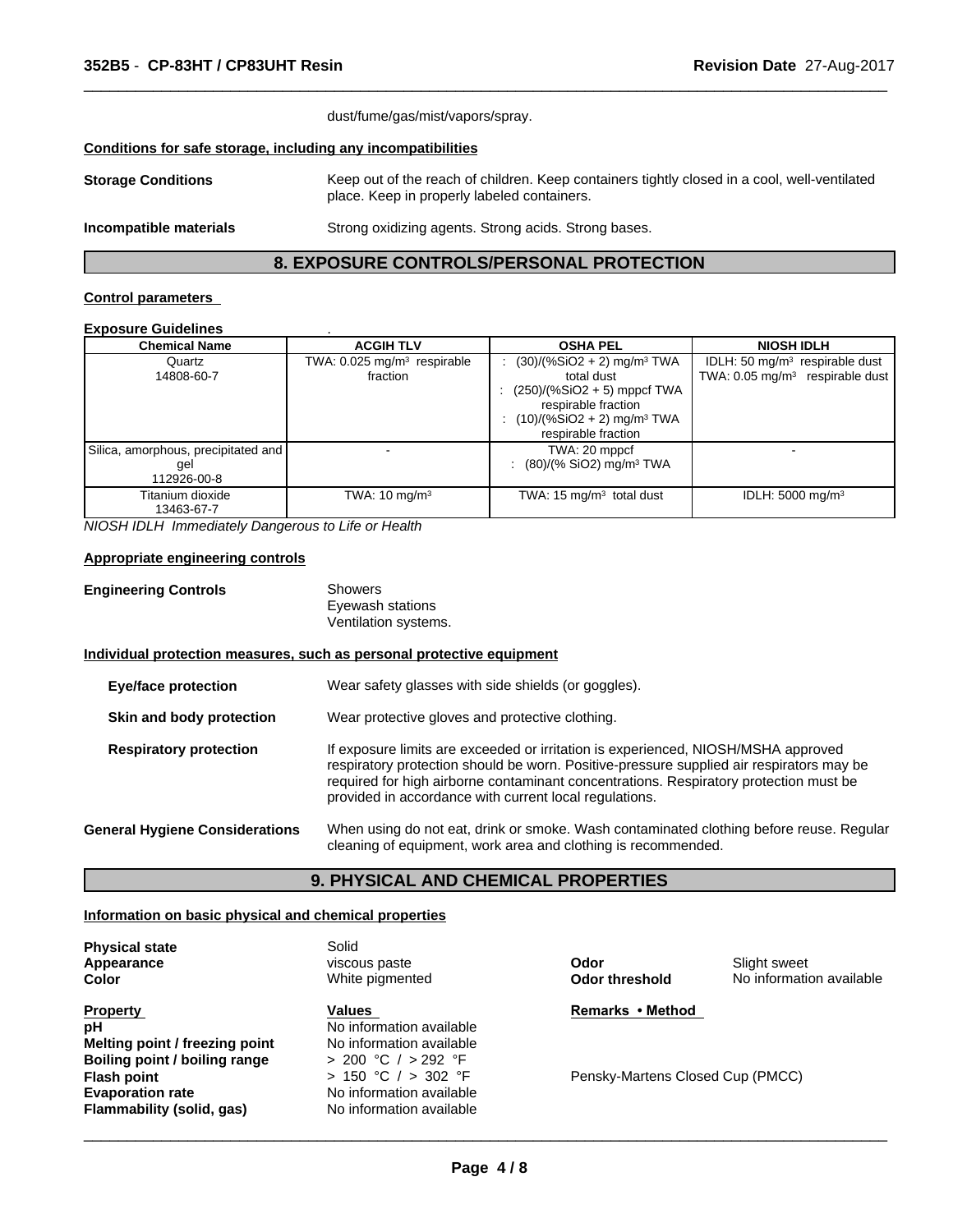dust/fume/gas/mist/vapors/spray.

**Conditions for safe storage, including any incompatibilities**

**Storage Conditions** Keep out of the reach of children. Keep containers tightly closed in a cool, well-ventilated place. Keep in properly labeled containers.

**Incompatible materials** Strong oxidizing agents. Strong acids. Strong bases.

## 8. EXPOSURE CONTROLS/PERSONAL PROTECTION

**Control parameters**

**Exposure Guidelines** .

| Chemical Name | ACGIH TLV | OSHA PEL | NIOSH IDLH |
|---|---|---|---|
| Quartz<br>14808-60-7 | TWA: 0.025 mg/m³ respirable fraction | : (30)/(%SiO2 + 2) mg/m³ TWA total dust<br>: (250)/(%SiO2 + 5) mppcf TWA respirable fraction<br>: (10)/(%SiO2 + 2) mg/m³ TWA respirable fraction | IDLH: 50 mg/m³ respirable dust<br>TWA: 0.05 mg/m³ respirable dust |
| Silica, amorphous, precipitated and gel<br>112926-00-8 | - | TWA: 20 mppcf<br>: (80)/(% SiO2) mg/m³ TWA | - |
| Titanium dioxide<br>13463-67-7 | TWA: 10 mg/m³ | TWA: 15 mg/m³ total dust | IDLH: 5000 mg/m³ |

*NIOSH IDLH Immediately Dangerous to Life or Health*

**Appropriate engineering controls**

**Engineering Controls** Showers
Eyewash stations
Ventilation systems.

**Individual protection measures, such as personal protective equipment**

**Eye/face protection** Wear safety glasses with side shields (or goggles).

**Skin and body protection** Wear protective gloves and protective clothing.

**Respiratory protection** If exposure limits are exceeded or irritation is experienced, NIOSH/MSHA approved respiratory protection should be worn. Positive-pressure supplied air respirators may be required for high airborne contaminant concentrations. Respiratory protection must be provided in accordance with current local regulations.

**General Hygiene Considerations** When using do not eat, drink or smoke. Wash contaminated clothing before reuse. Regular cleaning of equipment, work area and clothing is recommended.

## 9. PHYSICAL AND CHEMICAL PROPERTIES

**Information on basic physical and chemical properties**

**Physical state** Solid
**Appearance** viscous paste
**Color** White pigmented
**Odor** Slight sweet
**Odor threshold** No information available

| Property | Values | Remarks • Method |
|---|---|---|
| pH | No information available | |
| Melting point / freezing point | No information available | |
| Boiling point / boiling range | > 200 °C / > 292 °F | |
| Flash point | > 150 °C / > 302 °F | Pensky-Martens Closed Cup (PMCC) |
| Evaporation rate | No information available | |
| Flammability (solid, gas) | No information available | |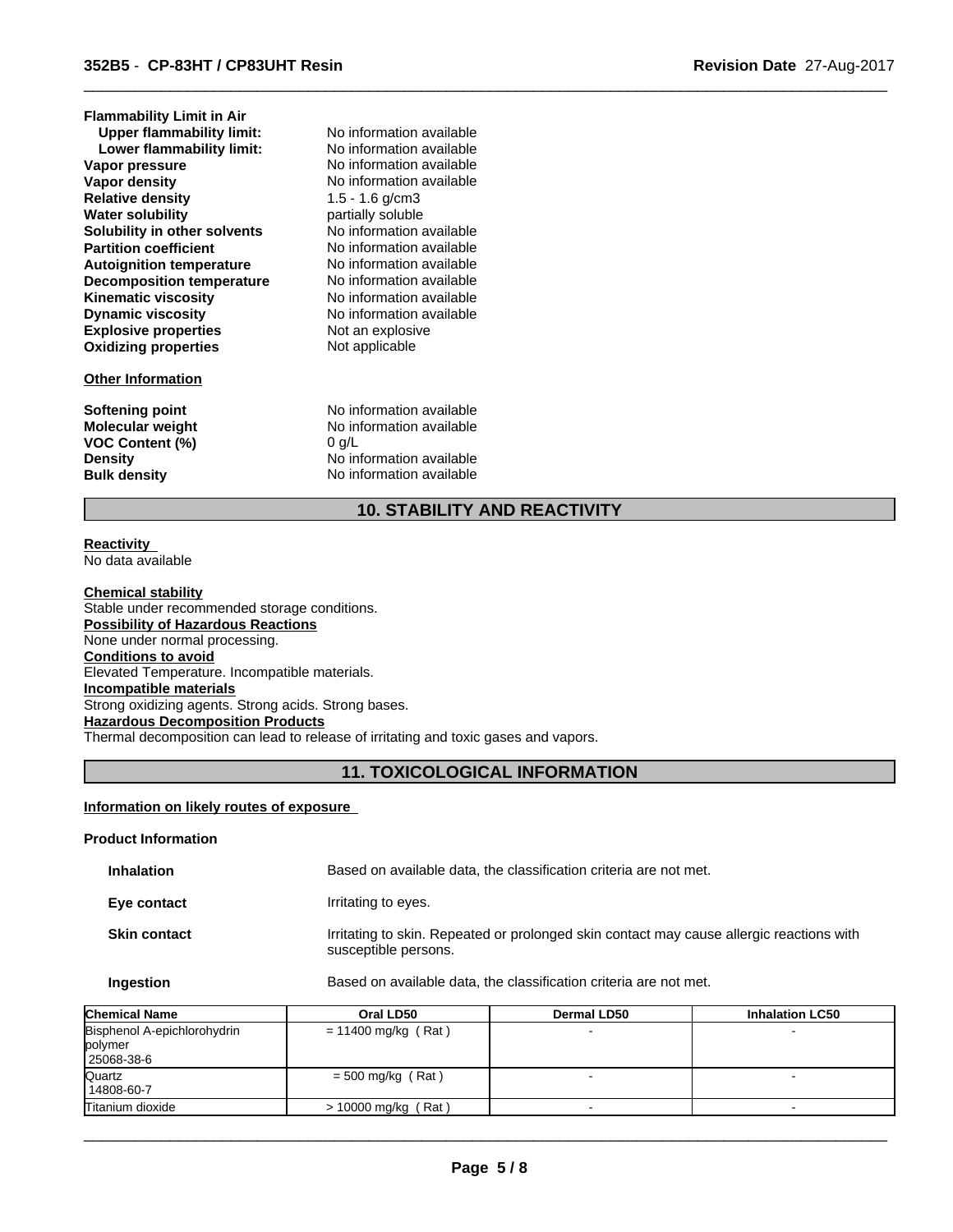**Flammability Limit in Air**

| | |
|---|---|
| **Upper flammability limit:** | No information available |
| **Lower flammability limit:** | No information available |
| **Vapor pressure** | No information available |
| **Vapor density** | No information available |
| **Relative density** | 1.5 - 1.6 g/cm3 |
| **Water solubility** | partially soluble |
| **Solubility in other solvents** | No information available |
| **Partition coefficient** | No information available |
| **Autoignition temperature** | No information available |
| **Decomposition temperature** | No information available |
| **Kinematic viscosity** | No information available |
| **Dynamic viscosity** | No information available |
| **Explosive properties** | Not an explosive |
| **Oxidizing properties** | Not applicable |

**Other Information**

| | |
|---|---|
| **Softening point** | No information available |
| **Molecular weight** | No information available |
| **VOC Content (%)** | 0 g/L |
| **Density** | No information available |
| **Bulk density** | No information available |

## 10. STABILITY AND REACTIVITY

**Reactivity**
No data available

**Chemical stability**
Stable under recommended storage conditions.

**Possibility of Hazardous Reactions**
None under normal processing.

**Conditions to avoid**
Elevated Temperature. Incompatible materials.

**Incompatible materials**
Strong oxidizing agents. Strong acids. Strong bases.

**Hazardous Decomposition Products**
Thermal decomposition can lead to release of irritating and toxic gases and vapors.

## 11. TOXICOLOGICAL INFORMATION

**Information on likely routes of exposure**

**Product Information**

| | |
|---|---|
| **Inhalation** | Based on available data, the classification criteria are not met. |
| **Eye contact** | Irritating to eyes. |
| **Skin contact** | Irritating to skin. Repeated or prolonged skin contact may cause allergic reactions with susceptible persons. |
| **Ingestion** | Based on available data, the classification criteria are not met. |

| Chemical Name | Oral LD50 | Dermal LD50 | Inhalation LC50 |
|---|---|---|---|
| Bisphenol A-epichlorohydrin polymer 25068-38-6 | = 11400 mg/kg ( Rat ) | - | - |
| Quartz 14808-60-7 | = 500 mg/kg ( Rat ) | - | - |
| Titanium dioxide | > 10000 mg/kg ( Rat ) | - | - |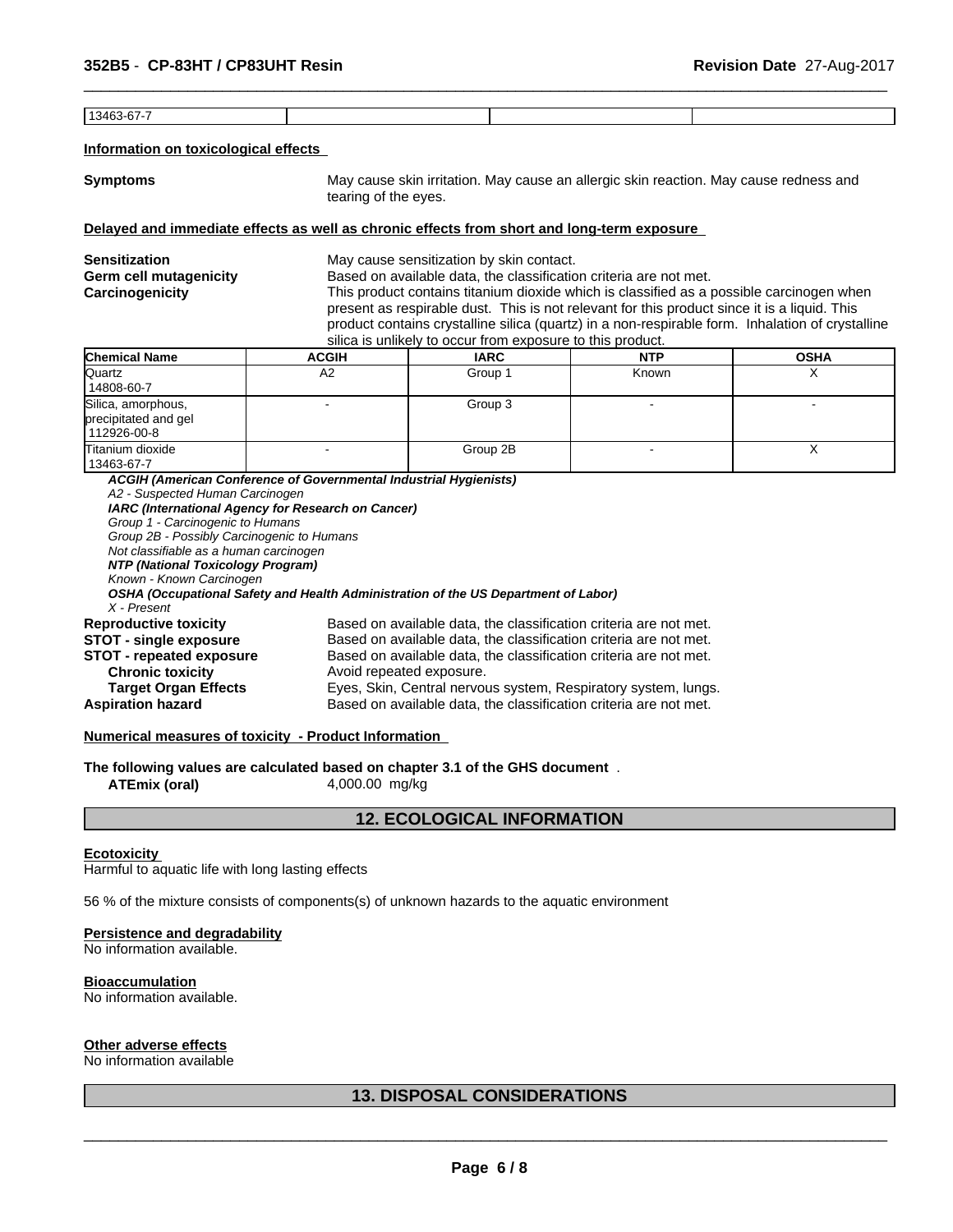| 13463-67-7 | | | |
|---|---|---|---|

**Information on toxicological effects**

**Symptoms** May cause skin irritation. May cause an allergic skin reaction. May cause redness and tearing of the eyes.

**Delayed and immediate effects as well as chronic effects from short and long-term exposure**

**Sensitization** May cause sensitization by skin contact.

**Germ cell mutagenicity** Based on available data, the classification criteria are not met.

**Carcinogenicity** This product contains titanium dioxide which is classified as a possible carcinogen when present as respirable dust. This is not relevant for this product since it is a liquid. This product contains crystalline silica (quartz) in a non-respirable form. Inhalation of crystalline silica is unlikely to occur from exposure to this product.

| Chemical Name | ACGIH | IARC | NTP | OSHA |
|---|---|---|---|---|
| Quartz<br>14808-60-7 | A2 | Group 1 | Known | X |
| Silica, amorphous, precipitated and gel<br>112926-00-8 | - | Group 3 | - | - |
| Titanium dioxide<br>13463-67-7 | - | Group 2B | - | X |

***ACGIH (American Conference of Governmental Industrial Hygienists)***
*A2 - Suspected Human Carcinogen*
***IARC (International Agency for Research on Cancer)***
*Group 1 - Carcinogenic to Humans*
*Group 2B - Possibly Carcinogenic to Humans*
*Not classifiable as a human carcinogen*
***NTP (National Toxicology Program)***
*Known - Known Carcinogen*
***OSHA (Occupational Safety and Health Administration of the US Department of Labor)***
*X - Present*

**Reproductive toxicity** Based on available data, the classification criteria are not met.

**STOT - single exposure** Based on available data, the classification criteria are not met.

**STOT - repeated exposure** Based on available data, the classification criteria are not met.

**Chronic toxicity** Avoid repeated exposure.

**Target Organ Effects** Eyes, Skin, Central nervous system, Respiratory system, lungs.

**Aspiration hazard** Based on available data, the classification criteria are not met.

**Numerical measures of toxicity - Product Information**

**The following values are calculated based on chapter 3.1 of the GHS document** .

**ATEmix (oral)** 4,000.00 mg/kg

## 12. ECOLOGICAL INFORMATION

**Ecotoxicity**

Harmful to aquatic life with long lasting effects

56 % of the mixture consists of components(s) of unknown hazards to the aquatic environment

**Persistence and degradability**

No information available.

**Bioaccumulation**

No information available.

**Other adverse effects**

No information available

## 13. DISPOSAL CONSIDERATIONS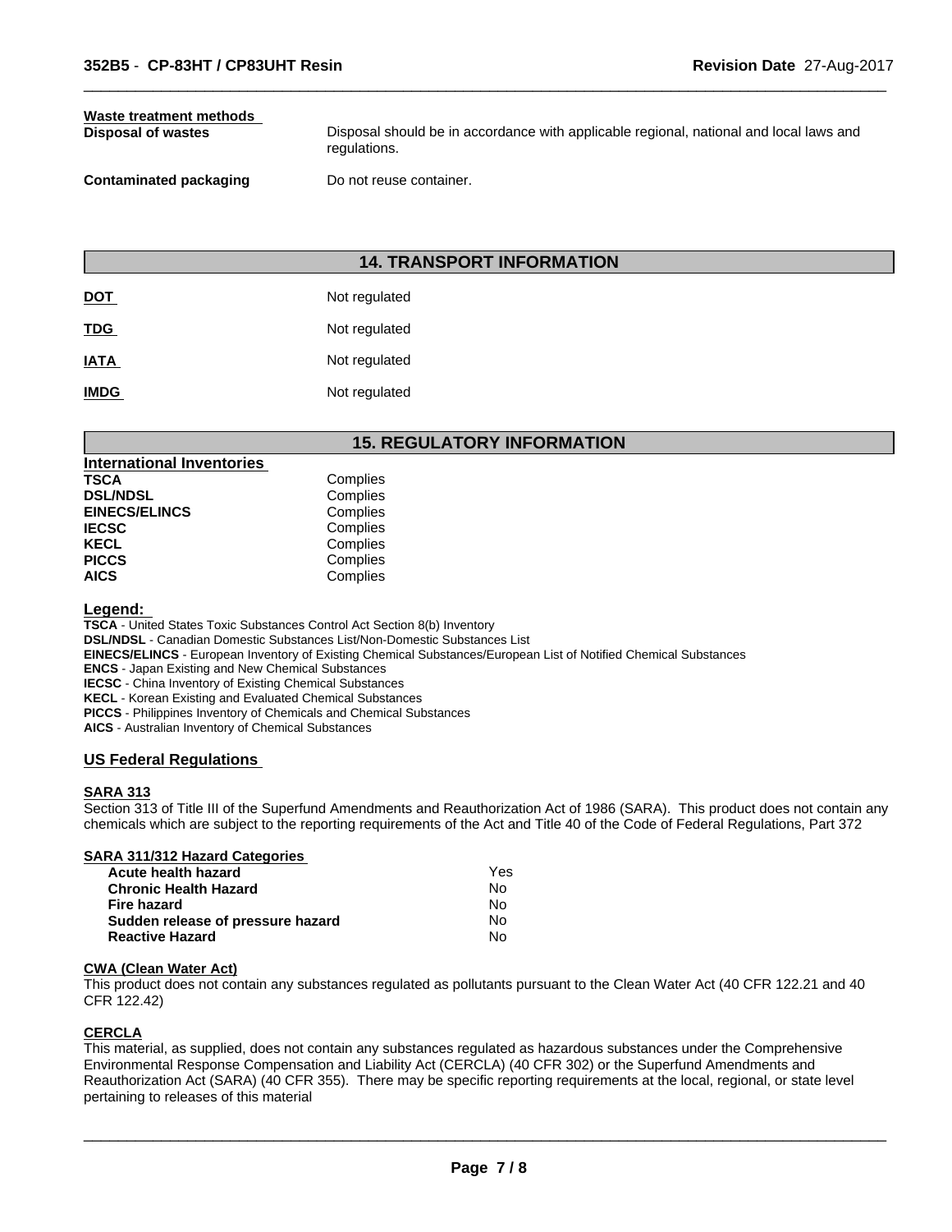**Waste treatment methods**

| | |
|---|---|
| **Disposal of wastes** | Disposal should be in accordance with applicable regional, national and local laws and regulations. |
| **Contaminated packaging** | Do not reuse container. |

## 14. TRANSPORT INFORMATION

| | |
|---|---|
| **DOT** | Not regulated |
| **TDG** | Not regulated |
| **IATA** | Not regulated |
| **IMDG** | Not regulated |

## 15. REGULATORY INFORMATION

**International Inventories**

| | |
|---|---|
| **TSCA** | Complies |
| **DSL/NDSL** | Complies |
| **EINECS/ELINCS** | Complies |
| **IECSC** | Complies |
| **KECL** | Complies |
| **PICCS** | Complies |
| **AICS** | Complies |

**Legend:**

**TSCA** - United States Toxic Substances Control Act Section 8(b) Inventory
**DSL/NDSL** - Canadian Domestic Substances List/Non-Domestic Substances List
**EINECS/ELINCS** - European Inventory of Existing Chemical Substances/European List of Notified Chemical Substances
**ENCS** - Japan Existing and New Chemical Substances
**IECSC** - China Inventory of Existing Chemical Substances
**KECL** - Korean Existing and Evaluated Chemical Substances
**PICCS** - Philippines Inventory of Chemicals and Chemical Substances
**AICS** - Australian Inventory of Chemical Substances

### US Federal Regulations

**SARA 313**

Section 313 of Title III of the Superfund Amendments and Reauthorization Act of 1986 (SARA). This product does not contain any chemicals which are subject to the reporting requirements of the Act and Title 40 of the Code of Federal Regulations, Part 372

**SARA 311/312 Hazard Categories**

| | |
|---|---|
| **Acute health hazard** | Yes |
| **Chronic Health Hazard** | No |
| **Fire hazard** | No |
| **Sudden release of pressure hazard** | No |
| **Reactive Hazard** | No |

**CWA (Clean Water Act)**

This product does not contain any substances regulated as pollutants pursuant to the Clean Water Act (40 CFR 122.21 and 40 CFR 122.42)

**CERCLA**

This material, as supplied, does not contain any substances regulated as hazardous substances under the Comprehensive Environmental Response Compensation and Liability Act (CERCLA) (40 CFR 302) or the Superfund Amendments and Reauthorization Act (SARA) (40 CFR 355). There may be specific reporting requirements at the local, regional, or state level pertaining to releases of this material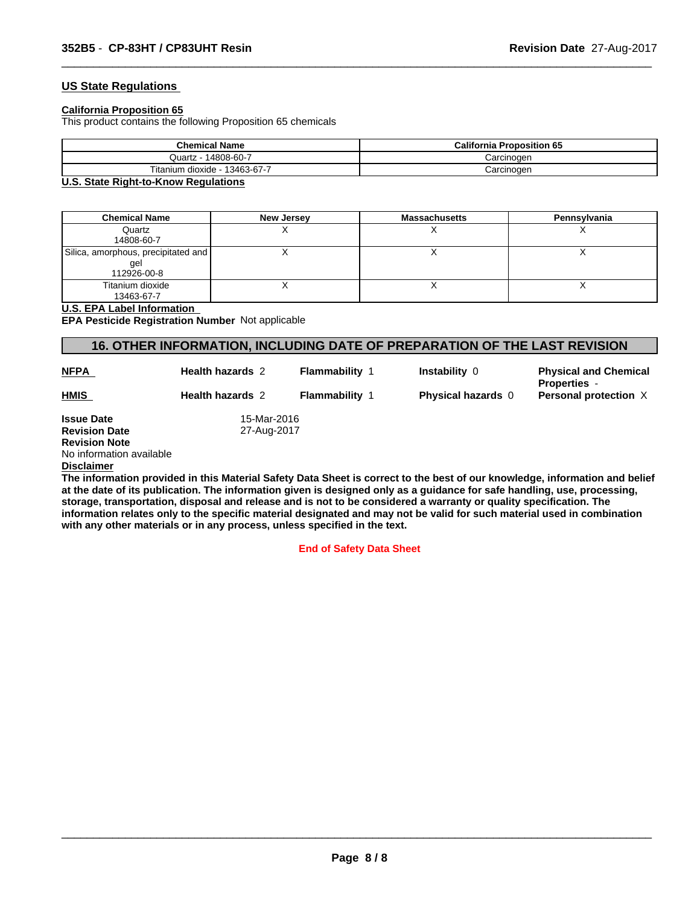## US State Regulations

### California Proposition 65

This product contains the following Proposition 65 chemicals

| Chemical Name | California Proposition 65 |
|---|---|
| Quartz - 14808-60-7 | Carcinogen |
| Titanium dioxide - 13463-67-7 | Carcinogen |

### U.S. State Right-to-Know Regulations

| Chemical Name | New Jersey | Massachusetts | Pennsylvania |
|---|---|---|---|
| Quartz 14808-60-7 | X | X | X |
| Silica, amorphous, precipitated and gel 112926-00-8 | X | X | X |
| Titanium dioxide 13463-67-7 | X | X | X |

### U.S. EPA Label Information

**EPA Pesticide Registration Number** Not applicable

## 16. OTHER INFORMATION, INCLUDING DATE OF PREPARATION OF THE LAST REVISION

**NFPA** — **Health hazards** 2 — **Flammability** 1 — **Instability** 0 — **Physical and Chemical Properties** -

**HMIS** — **Health hazards** 2 — **Flammability** 1 — **Physical hazards** 0 — **Personal protection** X

**Issue Date** 15-Mar-2016
**Revision Date** 27-Aug-2017
**Revision Note**
No information available

**Disclaimer**

**The information provided in this Material Safety Data Sheet is correct to the best of our knowledge, information and belief at the date of its publication. The information given is designed only as a guidance for safe handling, use, processing, storage, transportation, disposal and release and is not to be considered a warranty or quality specification. The information relates only to the specific material designated and may not be valid for such material used in combination with any other materials or in any process, unless specified in the text.**

**End of Safety Data Sheet**